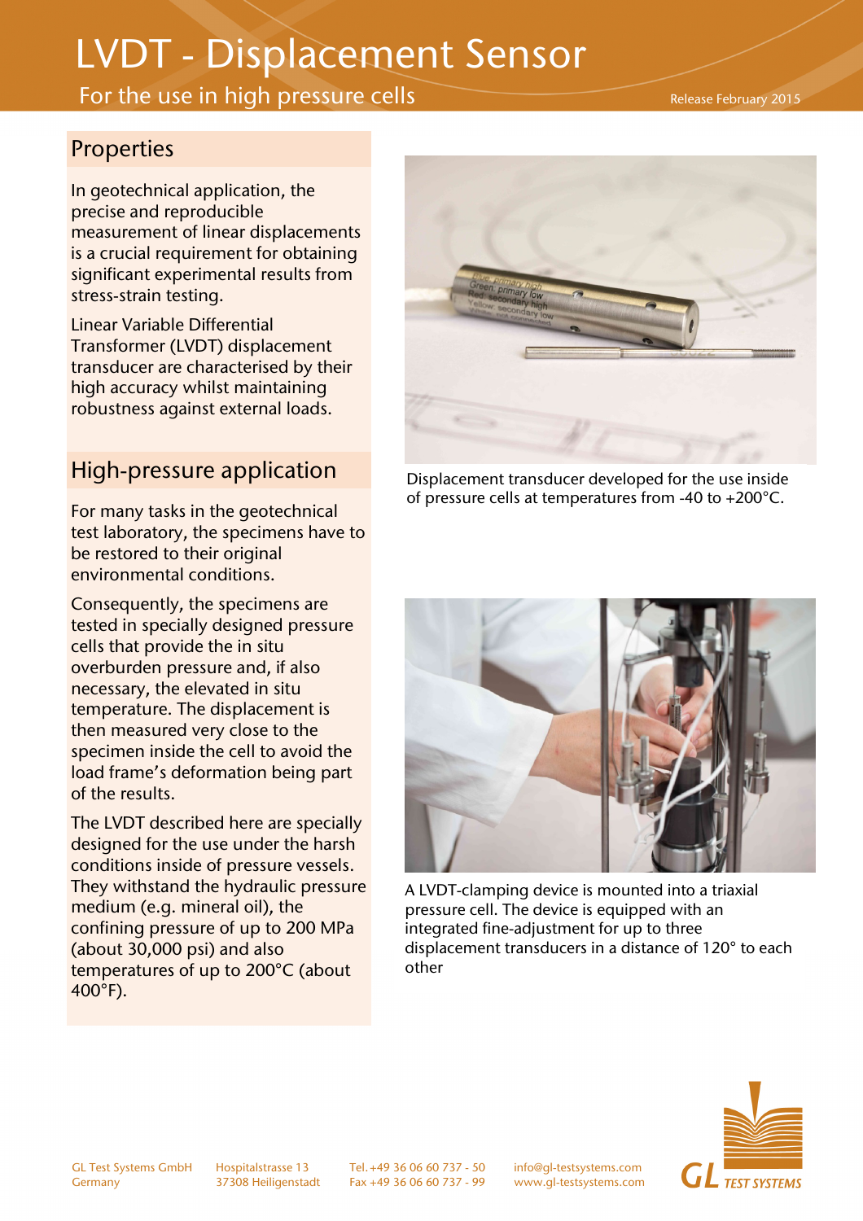# LVDT - Displacement Sensor

## For the use in high pressure cells

Release February 2015

## Properties

In geotechnical application, the precise and reproducible measurement of linear displacements is a crucial requirement for obtaining significant experimental results from stress-strain testing.

Linear Variable Differential Transformer (LVDT) displacement transducer are characterised by their high accuracy whilst maintaining robustness against external loads.

## High-pressure application

For many tasks in the geotechnical test laboratory, the specimens have to be restored to their original environmental conditions.

Consequently, the specimens are tested in specially designed pressure cells that provide the in situ overburden pressure and, if also necessary, the elevated in situ temperature. The displacement is then measured very close to the specimen inside the cell to avoid the load frame's deformation being part of the results.

The LVDT described here are specially designed for the use under the harsh conditions inside of pressure vessels. They withstand the hydraulic pressure medium (e.g. mineral oil), the confining pressure of up to 200 MPa (about 30,000 psi) and also temperatures of up to 200°C (about 400°F).

Displacement transducer developed for the use inside of pressure cells at temperatures from -40 to +200°C.

A LVDT-clamping device is mounted into a triaxial pressure cell. The device is equipped with an integrated fine-adjustment for up to three displacement transducers in a distance of 120° to each other

GL Test Systems GmbH
Germany

Hospitalstrasse 13
37308 Heiligenstadt

Tel. +49 36 06 60 737 - 50
Fax +49 36 06 60 737 - 99

info@gl-testsystems.com
www.gl-testsystems.com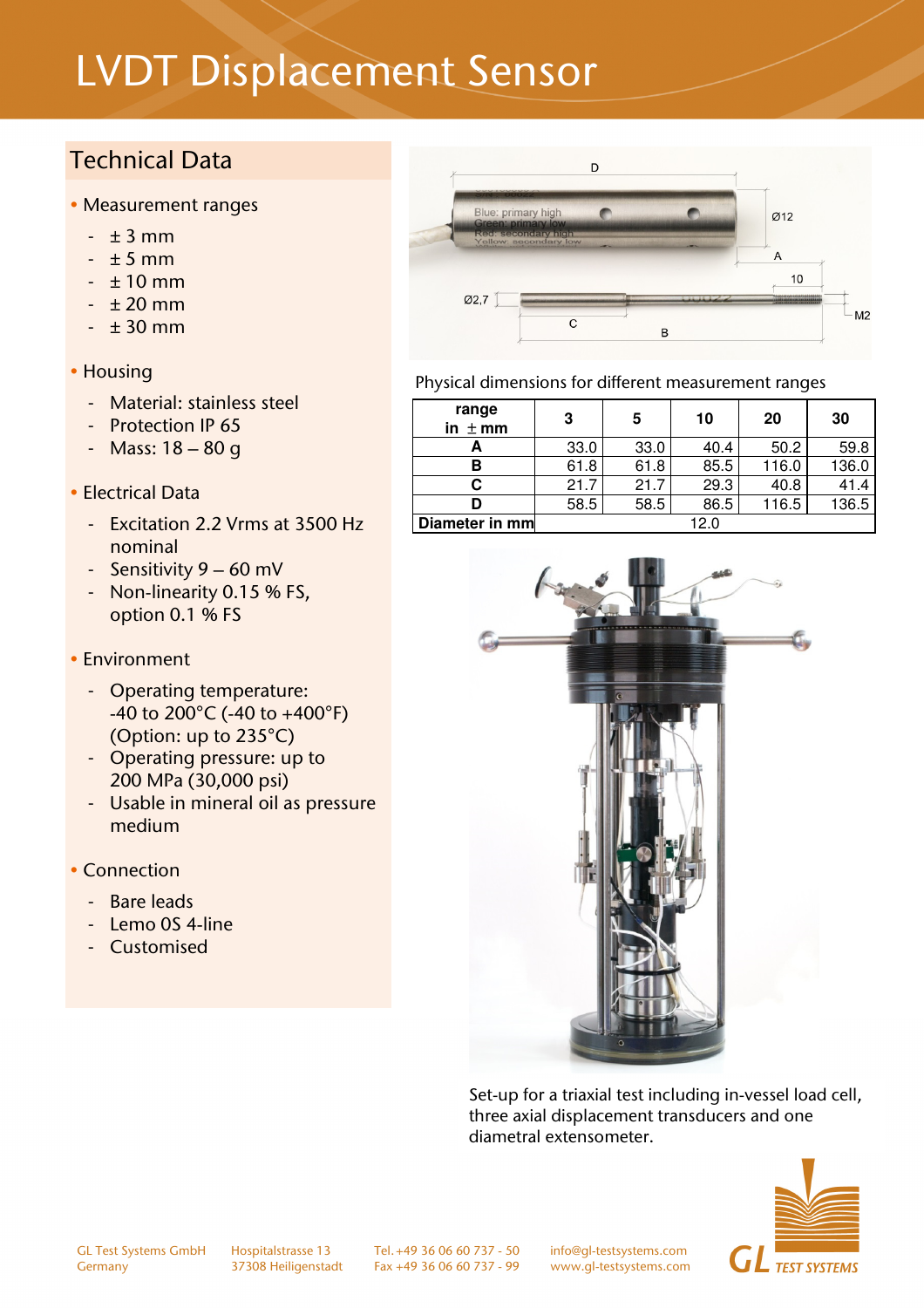# LVDT Displacement Sensor

## Technical Data

- Measurement ranges
  - ± 3 mm
  - ± 5 mm
  - ± 10 mm
  - ± 20 mm
  - ± 30 mm

- Housing
  - Material: stainless steel
  - Protection IP 65
  - Mass: 18 – 80 g

- Electrical Data
  - Excitation 2.2 Vrms at 3500 Hz nominal
  - Sensitivity 9 – 60 mV
  - Non-linearity 0.15 % FS, option 0.1 % FS

- Environment
  - Operating temperature: -40 to 200°C (-40 to +400°F) (Option: up to 235°C)
  - Operating pressure: up to 200 MPa (30,000 psi)
  - Usable in mineral oil as pressure medium

- Connection
  - Bare leads
  - Lemo 0S 4-line
  - Customised

D

Blue: primary high
Green: primary low
Red: secondary high
Yellow: secondary low

Ø12

A

10

Ø2,7

C

B

M2

Physical dimensions for different measurement ranges

| range in ± mm | 3 | 5 | 10 | 20 | 30 |
|---|---|---|---|---|---|
| A | 33.0 | 33.0 | 40.4 | 50.2 | 59.8 |
| B | 61.8 | 61.8 | 85.5 | 116.0 | 136.0 |
| C | 21.7 | 21.7 | 29.3 | 40.8 | 41.4 |
| D | 58.5 | 58.5 | 86.5 | 116.5 | 136.5 |
| Diameter in mm | | | 12.0 | | |

Set-up for a triaxial test including in-vessel load cell, three axial displacement transducers and one diametral extensometer.

GL Test Systems GmbH
Germany

Hospitalstrasse 13
37308 Heiligenstadt

Tel. +49 36 06 60 737 - 50
Fax +49 36 06 60 737 - 99

info@gl-testsystems.com
www.gl-testsystems.com

GL TEST SYSTEMS